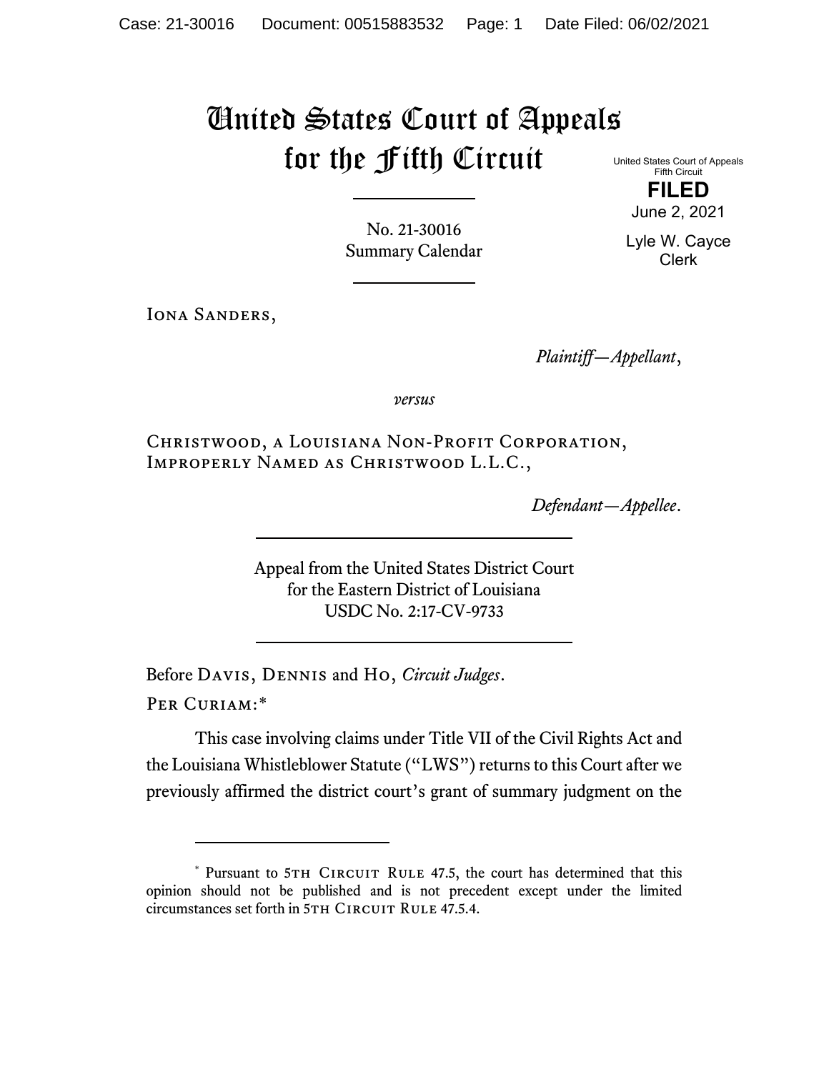# United States Court of Appeals for the Fifth Circuit

United States Court of Appeals
Fifth Circuit

**FILED**

June 2, 2021

Lyle W. Cayce
Clerk

No. 21-30016
Summary Calendar

Iona Sanders,

*Plaintiff—Appellant*,

*versus*

Christwood, a Louisiana Non-Profit Corporation, Improperly Named as Christwood L.L.C.,

*Defendant—Appellee*.

Appeal from the United States District Court
for the Eastern District of Louisiana
USDC No. 2:17-CV-9733

Before Davis, Dennis and Ho, *Circuit Judges*.

Per Curiam:*

This case involving claims under Title VII of the Civil Rights Act and the Louisiana Whistleblower Statute ("LWS") returns to this Court after we previously affirmed the district court's grant of summary judgment on the

---

\* Pursuant to 5th Circuit Rule 47.5, the court has determined that this opinion should not be published and is not precedent except under the limited circumstances set forth in 5th Circuit Rule 47.5.4.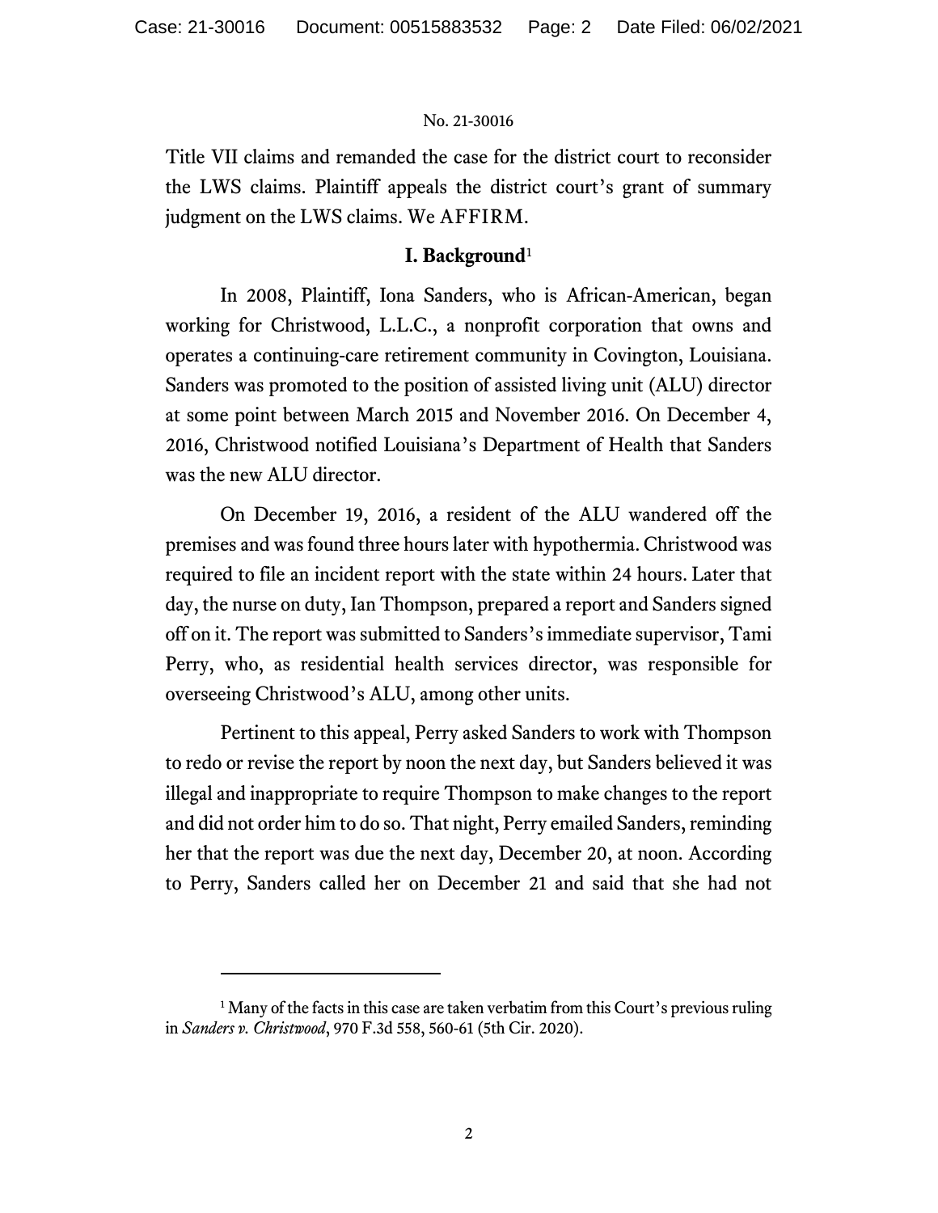Title VII claims and remanded the case for the district court to reconsider the LWS claims. Plaintiff appeals the district court's grant of summary judgment on the LWS claims. We AFFIRM.

## I. Background[1]

In 2008, Plaintiff, Iona Sanders, who is African-American, began working for Christwood, L.L.C., a nonprofit corporation that owns and operates a continuing-care retirement community in Covington, Louisiana. Sanders was promoted to the position of assisted living unit (ALU) director at some point between March 2015 and November 2016. On December 4, 2016, Christwood notified Louisiana's Department of Health that Sanders was the new ALU director.

On December 19, 2016, a resident of the ALU wandered off the premises and was found three hours later with hypothermia. Christwood was required to file an incident report with the state within 24 hours. Later that day, the nurse on duty, Ian Thompson, prepared a report and Sanders signed off on it. The report was submitted to Sanders's immediate supervisor, Tami Perry, who, as residential health services director, was responsible for overseeing Christwood's ALU, among other units.

Pertinent to this appeal, Perry asked Sanders to work with Thompson to redo or revise the report by noon the next day, but Sanders believed it was illegal and inappropriate to require Thompson to make changes to the report and did not order him to do so. That night, Perry emailed Sanders, reminding her that the report was due the next day, December 20, at noon. According to Perry, Sanders called her on December 21 and said that she had not

---

[1] Many of the facts in this case are taken verbatim from this Court's previous ruling in *Sanders v. Christwood*, 970 F.3d 558, 560-61 (5th Cir. 2020).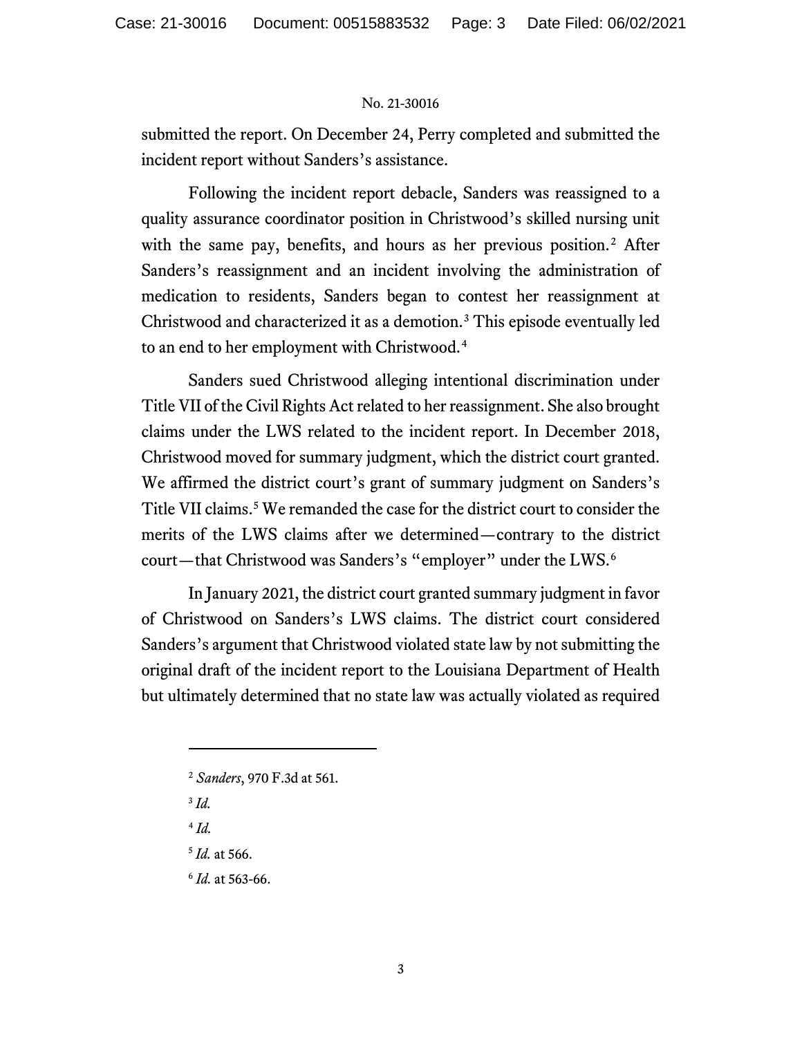submitted the report. On December 24, Perry completed and submitted the incident report without Sanders's assistance.

Following the incident report debacle, Sanders was reassigned to a quality assurance coordinator position in Christwood's skilled nursing unit with the same pay, benefits, and hours as her previous position.[2] After Sanders's reassignment and an incident involving the administration of medication to residents, Sanders began to contest her reassignment at Christwood and characterized it as a demotion.[3] This episode eventually led to an end to her employment with Christwood.[4]

Sanders sued Christwood alleging intentional discrimination under Title VII of the Civil Rights Act related to her reassignment. She also brought claims under the LWS related to the incident report. In December 2018, Christwood moved for summary judgment, which the district court granted. We affirmed the district court's grant of summary judgment on Sanders's Title VII claims.[5] We remanded the case for the district court to consider the merits of the LWS claims after we determined—contrary to the district court—that Christwood was Sanders's "employer" under the LWS.[6]

In January 2021, the district court granted summary judgment in favor of Christwood on Sanders's LWS claims. The district court considered Sanders's argument that Christwood violated state law by not submitting the original draft of the incident report to the Louisiana Department of Health but ultimately determined that no state law was actually violated as required

---

[2] *Sanders*, 970 F.3d at 561.

[3] *Id.*

[4] *Id.*

[5] *Id.* at 566.

[6] *Id.* at 563-66.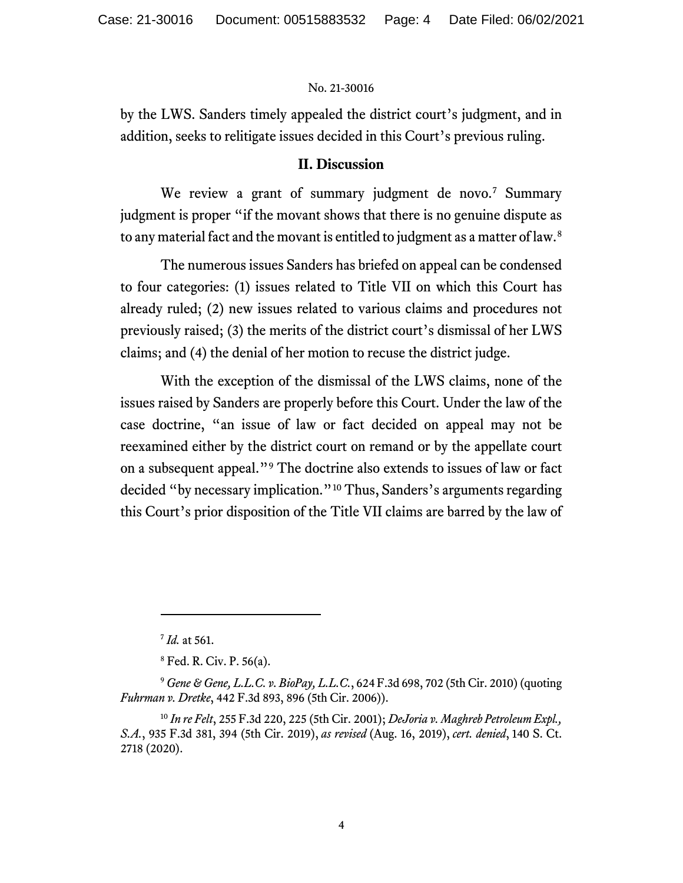by the LWS. Sanders timely appealed the district court's judgment, and in addition, seeks to relitigate issues decided in this Court's previous ruling.

## II. Discussion

We review a grant of summary judgment de novo.[7] Summary judgment is proper "if the movant shows that there is no genuine dispute as to any material fact and the movant is entitled to judgment as a matter of law.[8]

The numerous issues Sanders has briefed on appeal can be condensed to four categories: (1) issues related to Title VII on which this Court has already ruled; (2) new issues related to various claims and procedures not previously raised; (3) the merits of the district court's dismissal of her LWS claims; and (4) the denial of her motion to recuse the district judge.

With the exception of the dismissal of the LWS claims, none of the issues raised by Sanders are properly before this Court. Under the law of the case doctrine, "an issue of law or fact decided on appeal may not be reexamined either by the district court on remand or by the appellate court on a subsequent appeal."[9] The doctrine also extends to issues of law or fact decided "by necessary implication."[10] Thus, Sanders's arguments regarding this Court's prior disposition of the Title VII claims are barred by the law of

---

[7] *Id.* at 561.

[8] Fed. R. Civ. P. 56(a).

[9] *Gene & Gene, L.L.C. v. BioPay, L.L.C.*, 624 F.3d 698, 702 (5th Cir. 2010) (quoting *Fuhrman v. Dretke*, 442 F.3d 893, 896 (5th Cir. 2006)).

[10] *In re Felt*, 255 F.3d 220, 225 (5th Cir. 2001); *DeJoria v. Maghreb Petroleum Expl., S.A.*, 935 F.3d 381, 394 (5th Cir. 2019), *as revised* (Aug. 16, 2019), *cert. denied*, 140 S. Ct. 2718 (2020).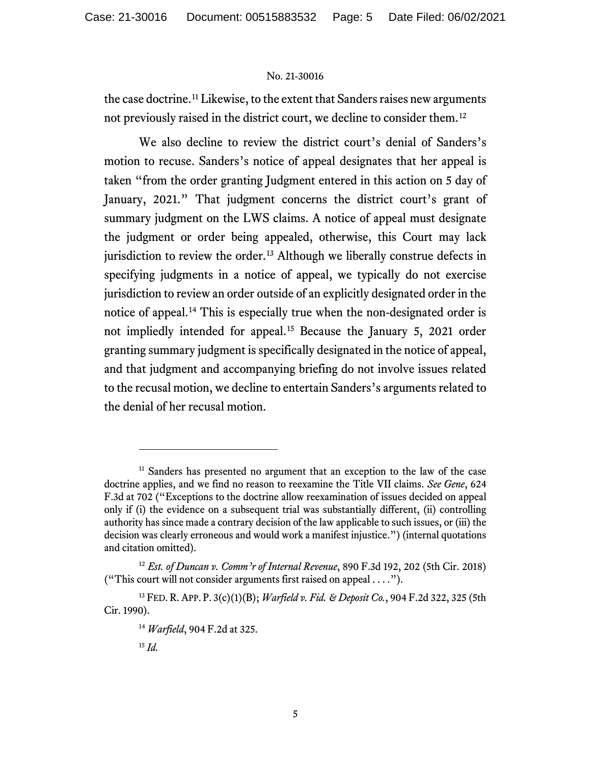the case doctrine.[11] Likewise, to the extent that Sanders raises new arguments not previously raised in the district court, we decline to consider them.[12]

We also decline to review the district court's denial of Sanders's motion to recuse. Sanders's notice of appeal designates that her appeal is taken "from the order granting Judgment entered in this action on 5 day of January, 2021." That judgment concerns the district court's grant of summary judgment on the LWS claims. A notice of appeal must designate the judgment or order being appealed, otherwise, this Court may lack jurisdiction to review the order.[13] Although we liberally construe defects in specifying judgments in a notice of appeal, we typically do not exercise jurisdiction to review an order outside of an explicitly designated order in the notice of appeal.[14] This is especially true when the non-designated order is not impliedly intended for appeal.[15] Because the January 5, 2021 order granting summary judgment is specifically designated in the notice of appeal, and that judgment and accompanying briefing do not involve issues related to the recusal motion, we decline to entertain Sanders's arguments related to the denial of her recusal motion.

---

[11] Sanders has presented no argument that an exception to the law of the case doctrine applies, and we find no reason to reexamine the Title VII claims. *See Gene*, 624 F.3d at 702 ("Exceptions to the doctrine allow reexamination of issues decided on appeal only if (i) the evidence on a subsequent trial was substantially different, (ii) controlling authority has since made a contrary decision of the law applicable to such issues, or (iii) the decision was clearly erroneous and would work a manifest injustice.") (internal quotations and citation omitted).

[12] *Est. of Duncan v. Comm'r of Internal Revenue*, 890 F.3d 192, 202 (5th Cir. 2018) ("This court will not consider arguments first raised on appeal . . . .").

[13] FED. R. APP. P. 3(c)(1)(B); *Warfield v. Fid. & Deposit Co.*, 904 F.2d 322, 325 (5th Cir. 1990).

[14] *Warfield*, 904 F.2d at 325.

[15] *Id.*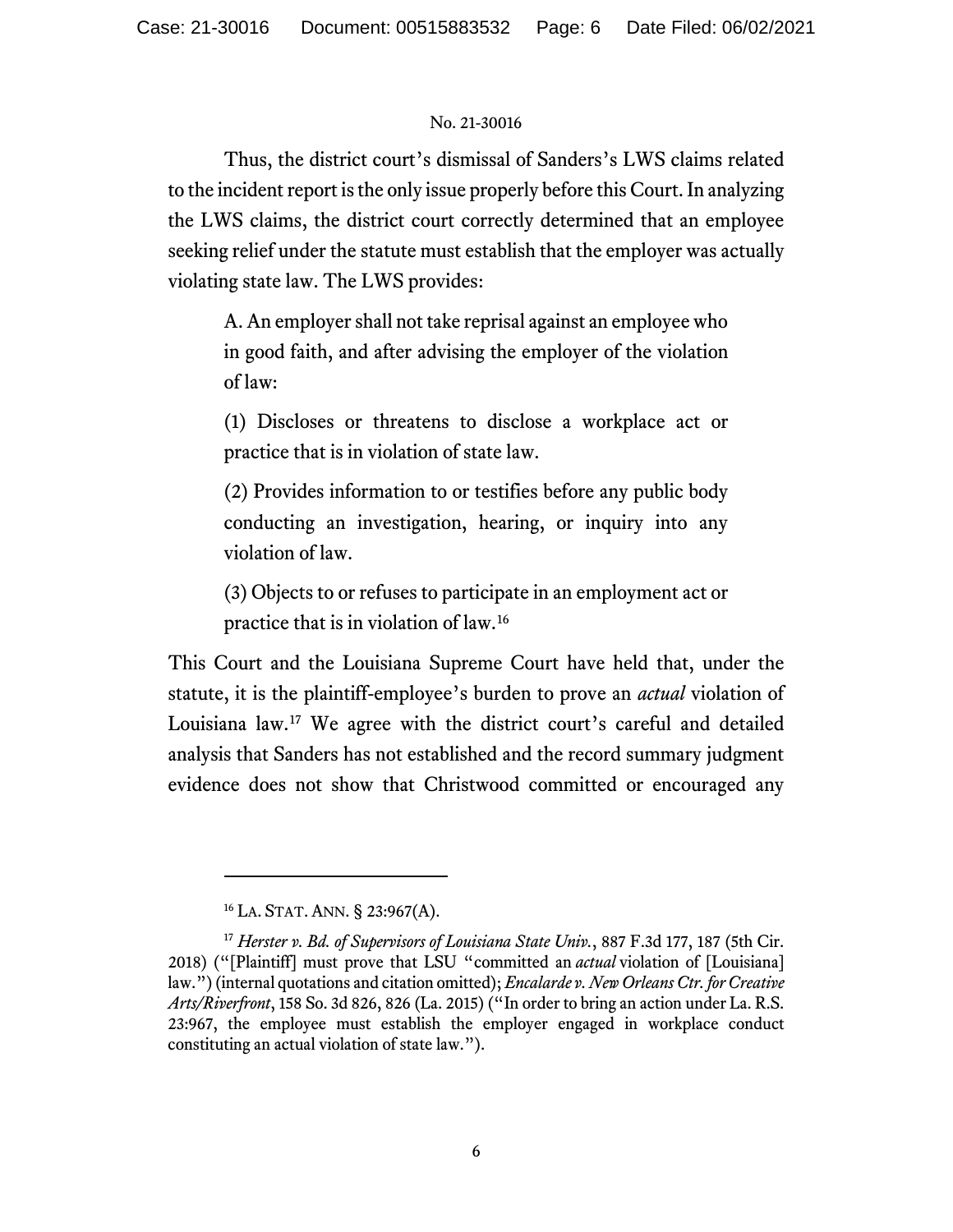Thus, the district court's dismissal of Sanders's LWS claims related to the incident report is the only issue properly before this Court. In analyzing the LWS claims, the district court correctly determined that an employee seeking relief under the statute must establish that the employer was actually violating state law. The LWS provides:

> A. An employer shall not take reprisal against an employee who in good faith, and after advising the employer of the violation of law:
>
> (1) Discloses or threatens to disclose a workplace act or practice that is in violation of state law.
>
> (2) Provides information to or testifies before any public body conducting an investigation, hearing, or inquiry into any violation of law.
>
> (3) Objects to or refuses to participate in an employment act or practice that is in violation of law.[16]

This Court and the Louisiana Supreme Court have held that, under the statute, it is the plaintiff-employee's burden to prove an *actual* violation of Louisiana law.[17] We agree with the district court's careful and detailed analysis that Sanders has not established and the record summary judgment evidence does not show that Christwood committed or encouraged any

---

[16] LA. STAT. ANN. § 23:967(A).

[17] *Herster v. Bd. of Supervisors of Louisiana State Univ.*, 887 F.3d 177, 187 (5th Cir. 2018) ("[Plaintiff] must prove that LSU "committed an *actual* violation of [Louisiana] law.") (internal quotations and citation omitted); *Encalarde v. New Orleans Ctr. for Creative Arts/Riverfront*, 158 So. 3d 826, 826 (La. 2015) ("In order to bring an action under La. R.S. 23:967, the employee must establish the employer engaged in workplace conduct constituting an actual violation of state law.").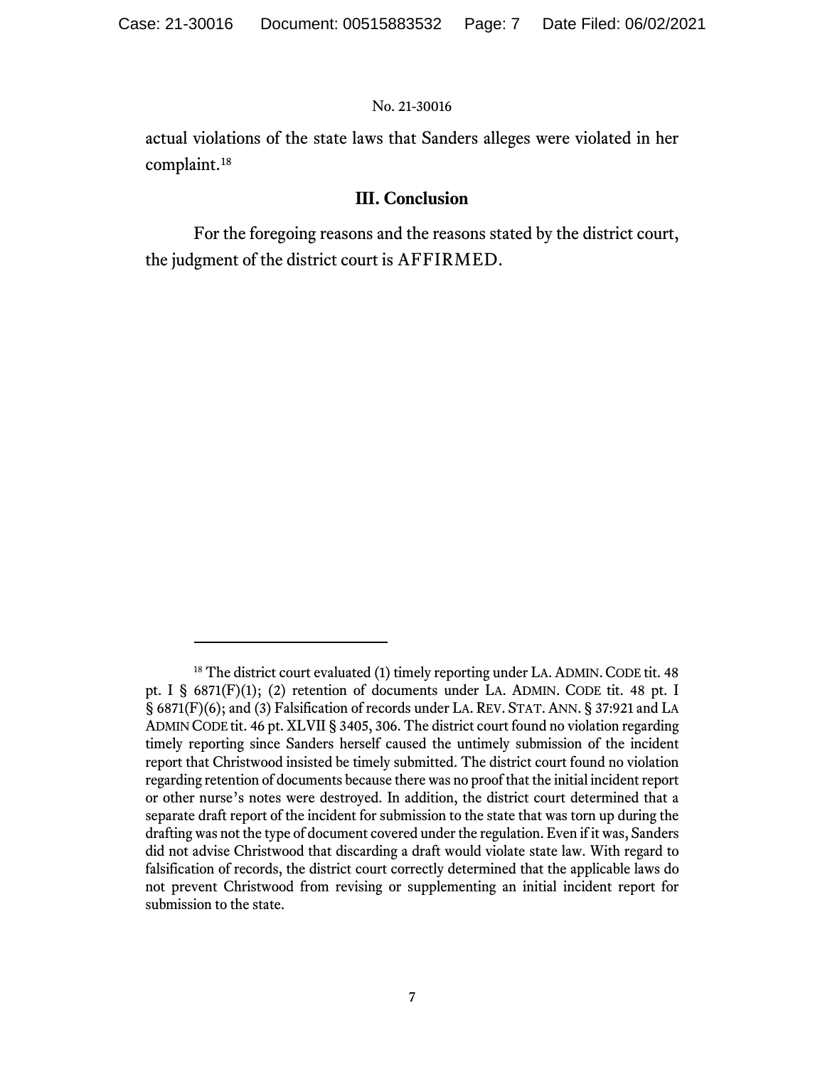actual violations of the state laws that Sanders alleges were violated in her complaint.[18]

## III. Conclusion

For the foregoing reasons and the reasons stated by the district court, the judgment of the district court is AFFIRMED.

---

[18] The district court evaluated (1) timely reporting under LA. ADMIN. CODE tit. 48 pt. I § 6871(F)(1); (2) retention of documents under LA. ADMIN. CODE tit. 48 pt. I § 6871(F)(6); and (3) Falsification of records under LA. REV. STAT. ANN. § 37:921 and LA ADMIN CODE tit. 46 pt. XLVII § 3405, 306. The district court found no violation regarding timely reporting since Sanders herself caused the untimely submission of the incident report that Christwood insisted be timely submitted. The district court found no violation regarding retention of documents because there was no proof that the initial incident report or other nurse's notes were destroyed. In addition, the district court determined that a separate draft report of the incident for submission to the state that was torn up during the drafting was not the type of document covered under the regulation. Even if it was, Sanders did not advise Christwood that discarding a draft would violate state law. With regard to falsification of records, the district court correctly determined that the applicable laws do not prevent Christwood from revising or supplementing an initial incident report for submission to the state.